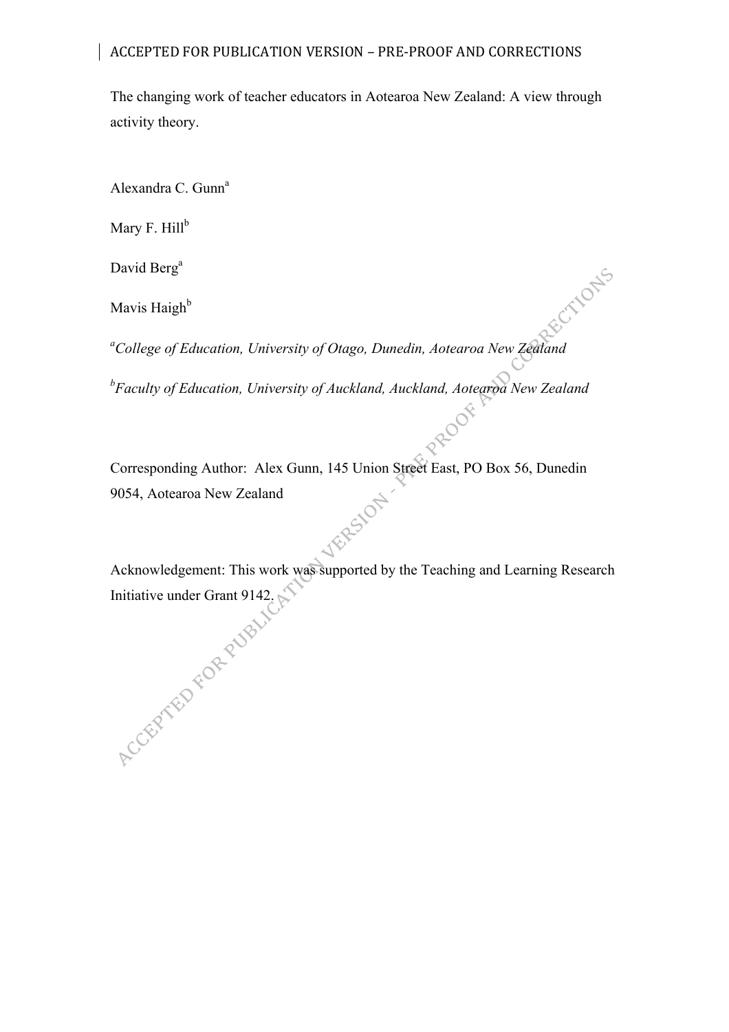The changing work of teacher educators in Aotearoa New Zealand: A view through activity theory.

Alexandra C. Gunn[a]

Mary F. Hill[b]

David Berg[a]

Mavis Haigh[b]

[a]*College of Education, University of Otago, Dunedin, Aotearoa New Zealand*

[b]*Faculty of Education, University of Auckland, Auckland, Aotearoa New Zealand*

Corresponding Author: Alex Gunn, 145 Union Street East, PO Box 56, Dunedin 9054, Aotearoa New Zealand

Acknowledgement: This work was supported by the Teaching and Learning Research Initiative under Grant 9142.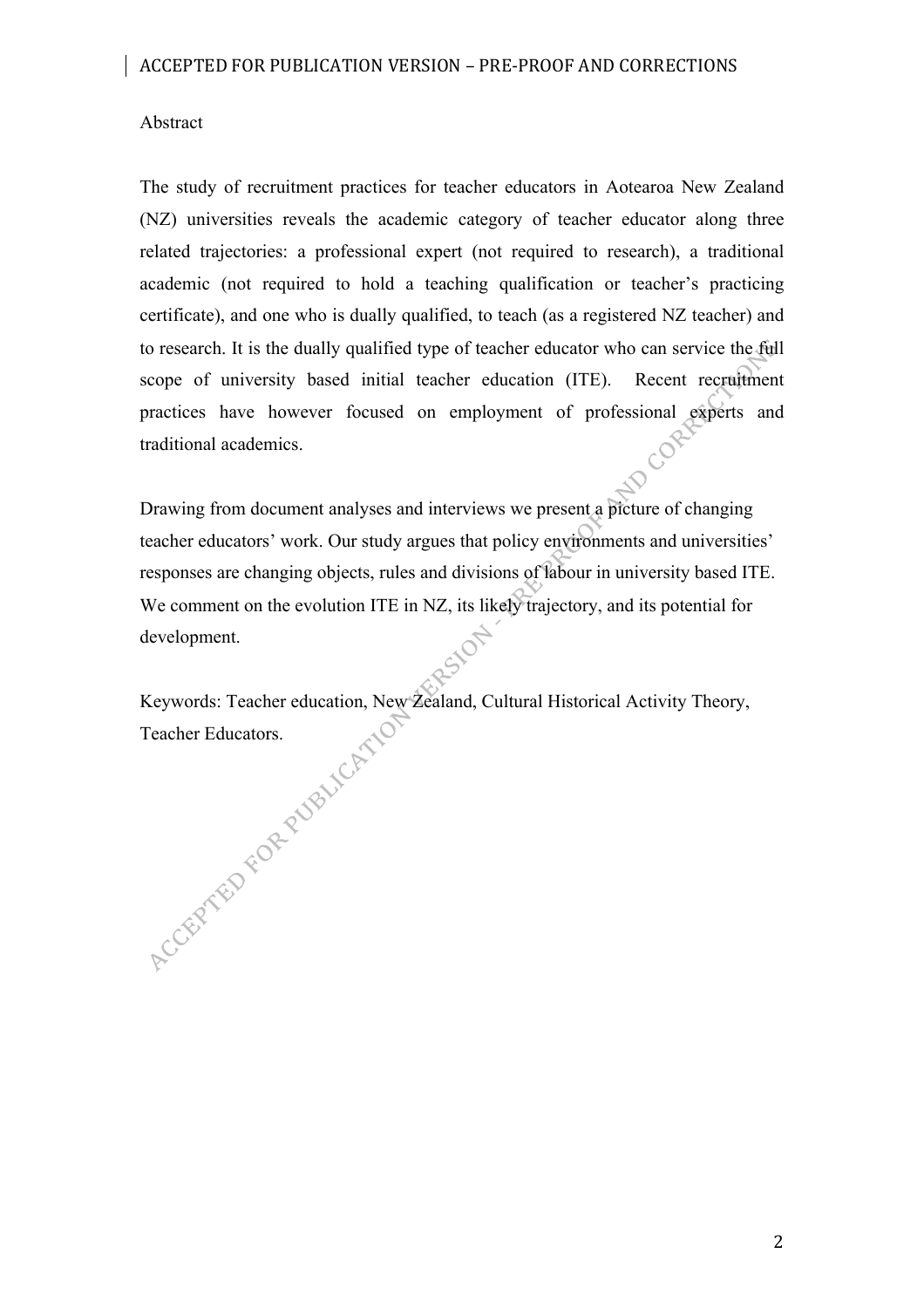Abstract

The study of recruitment practices for teacher educators in Aotearoa New Zealand (NZ) universities reveals the academic category of teacher educator along three related trajectories: a professional expert (not required to research), a traditional academic (not required to hold a teaching qualification or teacher's practicing certificate), and one who is dually qualified, to teach (as a registered NZ teacher) and to research. It is the dually qualified type of teacher educator who can service the full scope of university based initial teacher education (ITE). Recent recruitment practices have however focused on employment of professional experts and traditional academics.

Drawing from document analyses and interviews we present a picture of changing teacher educators' work. Our study argues that policy environments and universities' responses are changing objects, rules and divisions of labour in university based ITE. We comment on the evolution ITE in NZ, its likely trajectory, and its potential for development.

Keywords: Teacher education, New Zealand, Cultural Historical Activity Theory, Teacher Educators.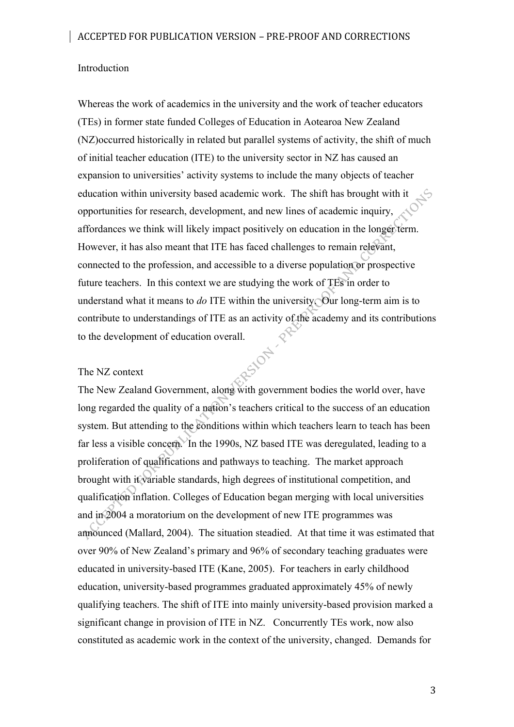## Introduction

Whereas the work of academics in the university and the work of teacher educators (TEs) in former state funded Colleges of Education in Aotearoa New Zealand (NZ)occurred historically in related but parallel systems of activity, the shift of much of initial teacher education (ITE) to the university sector in NZ has caused an expansion to universities' activity systems to include the many objects of teacher education within university based academic work. The shift has brought with it opportunities for research, development, and new lines of academic inquiry, affordances we think will likely impact positively on education in the longer term. However, it has also meant that ITE has faced challenges to remain relevant, connected to the profession, and accessible to a diverse population or prospective future teachers. In this context we are studying the work of TEs in order to understand what it means to *do* ITE within the university. Our long-term aim is to contribute to understandings of ITE as an activity of the academy and its contributions to the development of education overall.

## The NZ context

The New Zealand Government, along with government bodies the world over, have long regarded the quality of a nation's teachers critical to the success of an education system. But attending to the conditions within which teachers learn to teach has been far less a visible concern. In the 1990s, NZ based ITE was deregulated, leading to a proliferation of qualifications and pathways to teaching. The market approach brought with it variable standards, high degrees of institutional competition, and qualification inflation. Colleges of Education began merging with local universities and in 2004 a moratorium on the development of new ITE programmes was announced (Mallard, 2004). The situation steadied. At that time it was estimated that over 90% of New Zealand's primary and 96% of secondary teaching graduates were educated in university-based ITE (Kane, 2005). For teachers in early childhood education, university-based programmes graduated approximately 45% of newly qualifying teachers. The shift of ITE into mainly university-based provision marked a significant change in provision of ITE in NZ. Concurrently TEs work, now also constituted as academic work in the context of the university, changed. Demands for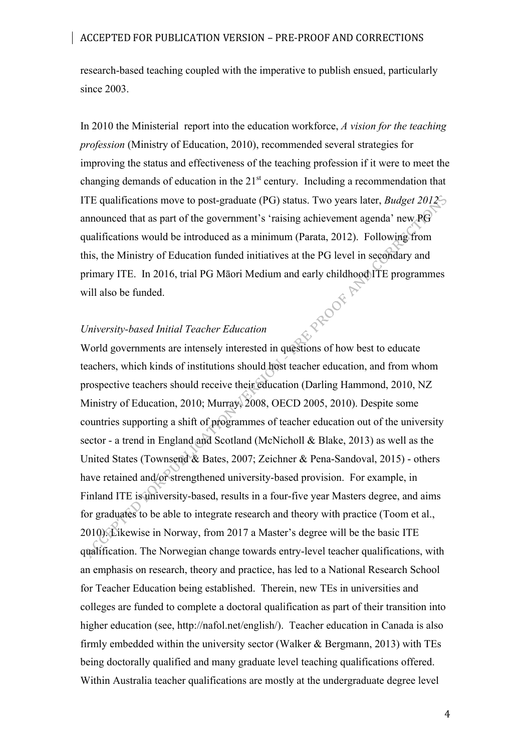research-based teaching coupled with the imperative to publish ensued, particularly since 2003.

In 2010 the Ministerial report into the education workforce, *A vision for the teaching profession* (Ministry of Education, 2010), recommended several strategies for improving the status and effectiveness of the teaching profession if it were to meet the changing demands of education in the 21st century. Including a recommendation that ITE qualifications move to post-graduate (PG) status. Two years later, *Budget 2012* announced that as part of the government's 'raising achievement agenda' new PG qualifications would be introduced as a minimum (Parata, 2012). Following from this, the Ministry of Education funded initiatives at the PG level in secondary and primary ITE. In 2016, trial PG Māori Medium and early childhood ITE programmes will also be funded.

*University-based Initial Teacher Education*

World governments are intensely interested in questions of how best to educate teachers, which kinds of institutions should host teacher education, and from whom prospective teachers should receive their education (Darling Hammond, 2010, NZ Ministry of Education, 2010; Murray, 2008, OECD 2005, 2010). Despite some countries supporting a shift of programmes of teacher education out of the university sector - a trend in England and Scotland (McNicholl & Blake, 2013) as well as the United States (Townsend & Bates, 2007; Zeichner & Pena-Sandoval, 2015) - others have retained and/or strengthened university-based provision. For example, in Finland ITE is university-based, results in a four-five year Masters degree, and aims for graduates to be able to integrate research and theory with practice (Toom et al., 2010). Likewise in Norway, from 2017 a Master's degree will be the basic ITE qualification. The Norwegian change towards entry-level teacher qualifications, with an emphasis on research, theory and practice, has led to a National Research School for Teacher Education being established. Therein, new TEs in universities and colleges are funded to complete a doctoral qualification as part of their transition into higher education (see, http://nafol.net/english/). Teacher education in Canada is also firmly embedded within the university sector (Walker & Bergmann, 2013) with TEs being doctorally qualified and many graduate level teaching qualifications offered. Within Australia teacher qualifications are mostly at the undergraduate degree level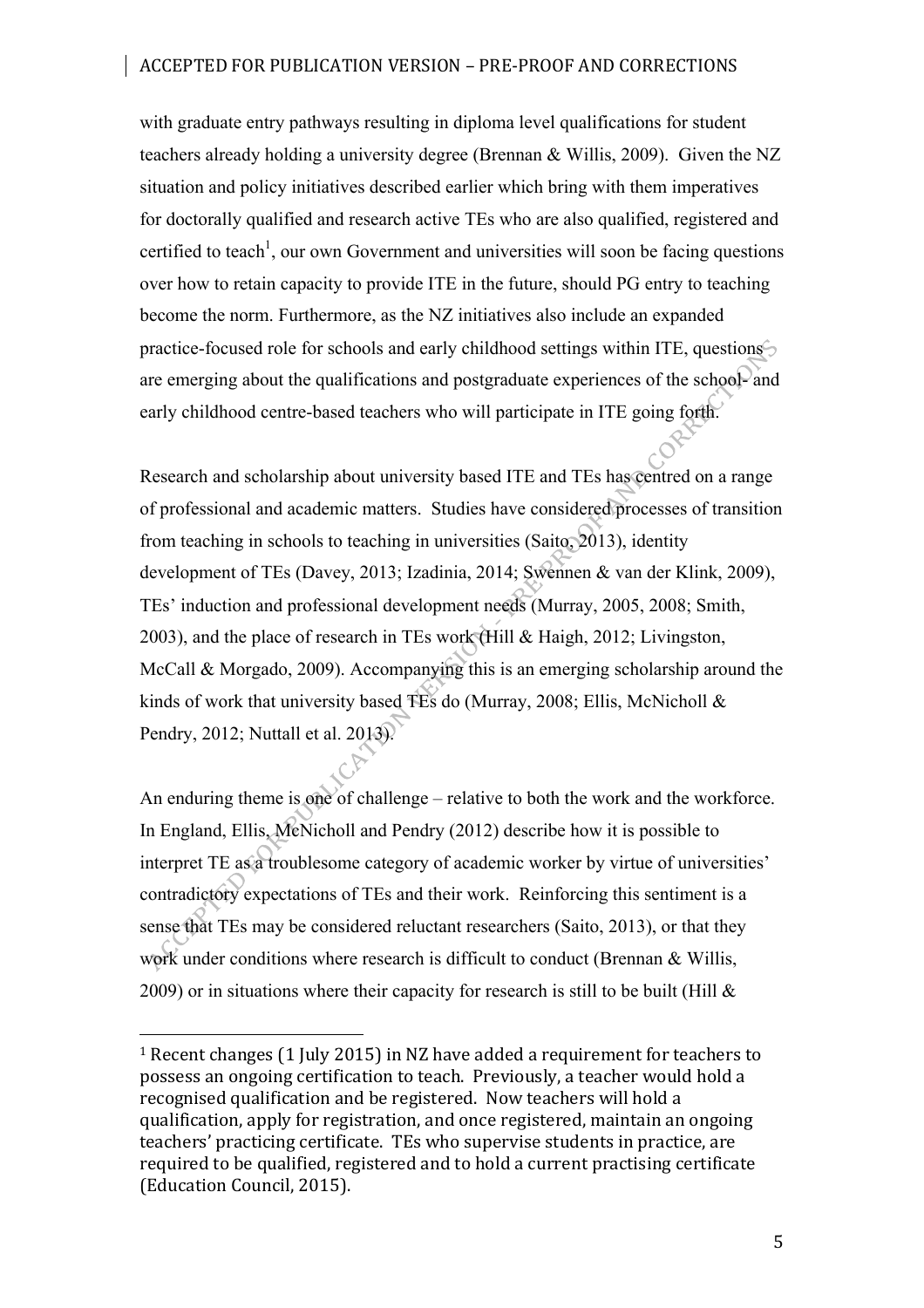with graduate entry pathways resulting in diploma level qualifications for student teachers already holding a university degree (Brennan & Willis, 2009). Given the NZ situation and policy initiatives described earlier which bring with them imperatives for doctorally qualified and research active TEs who are also qualified, registered and certified to teach[1], our own Government and universities will soon be facing questions over how to retain capacity to provide ITE in the future, should PG entry to teaching become the norm. Furthermore, as the NZ initiatives also include an expanded practice-focused role for schools and early childhood settings within ITE, questions are emerging about the qualifications and postgraduate experiences of the school- and early childhood centre-based teachers who will participate in ITE going forth.

Research and scholarship about university based ITE and TEs has centred on a range of professional and academic matters. Studies have considered processes of transition from teaching in schools to teaching in universities (Saito, 2013), identity development of TEs (Davey, 2013; Izadinia, 2014; Swennen & van der Klink, 2009), TEs' induction and professional development needs (Murray, 2005, 2008; Smith, 2003), and the place of research in TEs work (Hill & Haigh, 2012; Livingston, McCall & Morgado, 2009). Accompanying this is an emerging scholarship around the kinds of work that university based TEs do (Murray, 2008; Ellis, McNicholl & Pendry, 2012; Nuttall et al. 2013).

An enduring theme is one of challenge – relative to both the work and the workforce. In England, Ellis, McNicholl and Pendry (2012) describe how it is possible to interpret TE as a troublesome category of academic worker by virtue of universities' contradictory expectations of TEs and their work. Reinforcing this sentiment is a sense that TEs may be considered reluctant researchers (Saito, 2013), or that they work under conditions where research is difficult to conduct (Brennan & Willis, 2009) or in situations where their capacity for research is still to be built (Hill &

[1] Recent changes (1 July 2015) in NZ have added a requirement for teachers to possess an ongoing certification to teach. Previously, a teacher would hold a recognised qualification and be registered. Now teachers will hold a qualification, apply for registration, and once registered, maintain an ongoing teachers' practicing certificate. TEs who supervise students in practice, are required to be qualified, registered and to hold a current practising certificate (Education Council, 2015).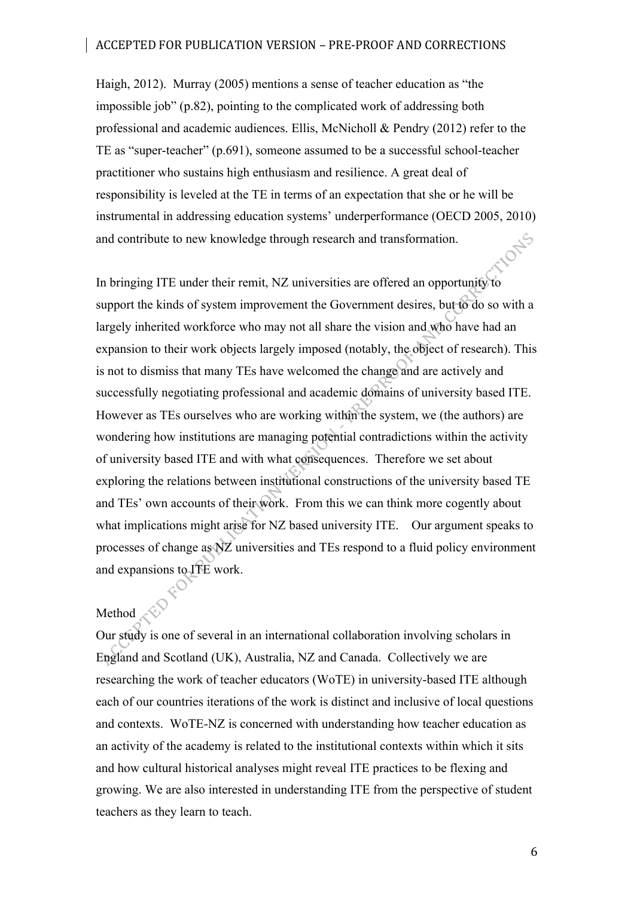Haigh, 2012). Murray (2005) mentions a sense of teacher education as "the impossible job" (p.82), pointing to the complicated work of addressing both professional and academic audiences. Ellis, McNicholl & Pendry (2012) refer to the TE as "super-teacher" (p.691), someone assumed to be a successful school-teacher practitioner who sustains high enthusiasm and resilience. A great deal of responsibility is leveled at the TE in terms of an expectation that she or he will be instrumental in addressing education systems' underperformance (OECD 2005, 2010) and contribute to new knowledge through research and transformation.

In bringing ITE under their remit, NZ universities are offered an opportunity to support the kinds of system improvement the Government desires, but to do so with a largely inherited workforce who may not all share the vision and who have had an expansion to their work objects largely imposed (notably, the object of research). This is not to dismiss that many TEs have welcomed the change and are actively and successfully negotiating professional and academic domains of university based ITE. However as TEs ourselves who are working within the system, we (the authors) are wondering how institutions are managing potential contradictions within the activity of university based ITE and with what consequences. Therefore we set about exploring the relations between institutional constructions of the university based TE and TEs' own accounts of their work. From this we can think more cogently about what implications might arise for NZ based university ITE. Our argument speaks to processes of change as NZ universities and TEs respond to a fluid policy environment and expansions to ITE work.

## Method

Our study is one of several in an international collaboration involving scholars in England and Scotland (UK), Australia, NZ and Canada. Collectively we are researching the work of teacher educators (WoTE) in university-based ITE although each of our countries iterations of the work is distinct and inclusive of local questions and contexts. WoTE-NZ is concerned with understanding how teacher education as an activity of the academy is related to the institutional contexts within which it sits and how cultural historical analyses might reveal ITE practices to be flexing and growing. We are also interested in understanding ITE from the perspective of student teachers as they learn to teach.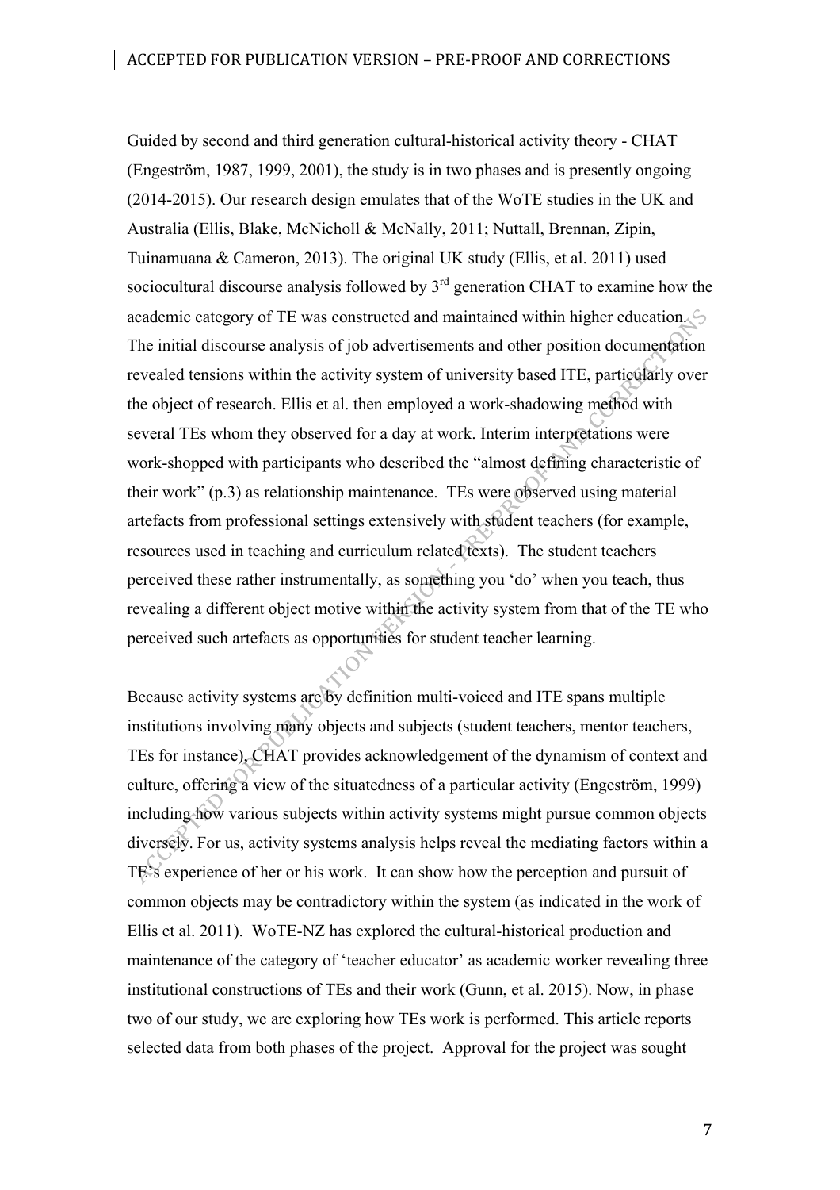Guided by second and third generation cultural-historical activity theory - CHAT (Engeström, 1987, 1999, 2001), the study is in two phases and is presently ongoing (2014-2015). Our research design emulates that of the WoTE studies in the UK and Australia (Ellis, Blake, McNicholl & McNally, 2011; Nuttall, Brennan, Zipin, Tuinamuana & Cameron, 2013). The original UK study (Ellis, et al. 2011) used sociocultural discourse analysis followed by 3rd generation CHAT to examine how the academic category of TE was constructed and maintained within higher education. The initial discourse analysis of job advertisements and other position documentation revealed tensions within the activity system of university based ITE, particularly over the object of research. Ellis et al. then employed a work-shadowing method with several TEs whom they observed for a day at work. Interim interpretations were work-shopped with participants who described the "almost defining characteristic of their work" (p.3) as relationship maintenance. TEs were observed using material artefacts from professional settings extensively with student teachers (for example, resources used in teaching and curriculum related texts). The student teachers perceived these rather instrumentally, as something you 'do' when you teach, thus revealing a different object motive within the activity system from that of the TE who perceived such artefacts as opportunities for student teacher learning.

Because activity systems are by definition multi-voiced and ITE spans multiple institutions involving many objects and subjects (student teachers, mentor teachers, TEs for instance), CHAT provides acknowledgement of the dynamism of context and culture, offering a view of the situatedness of a particular activity (Engeström, 1999) including how various subjects within activity systems might pursue common objects diversely. For us, activity systems analysis helps reveal the mediating factors within a TE's experience of her or his work. It can show how the perception and pursuit of common objects may be contradictory within the system (as indicated in the work of Ellis et al. 2011). WoTE-NZ has explored the cultural-historical production and maintenance of the category of 'teacher educator' as academic worker revealing three institutional constructions of TEs and their work (Gunn, et al. 2015). Now, in phase two of our study, we are exploring how TEs work is performed. This article reports selected data from both phases of the project. Approval for the project was sought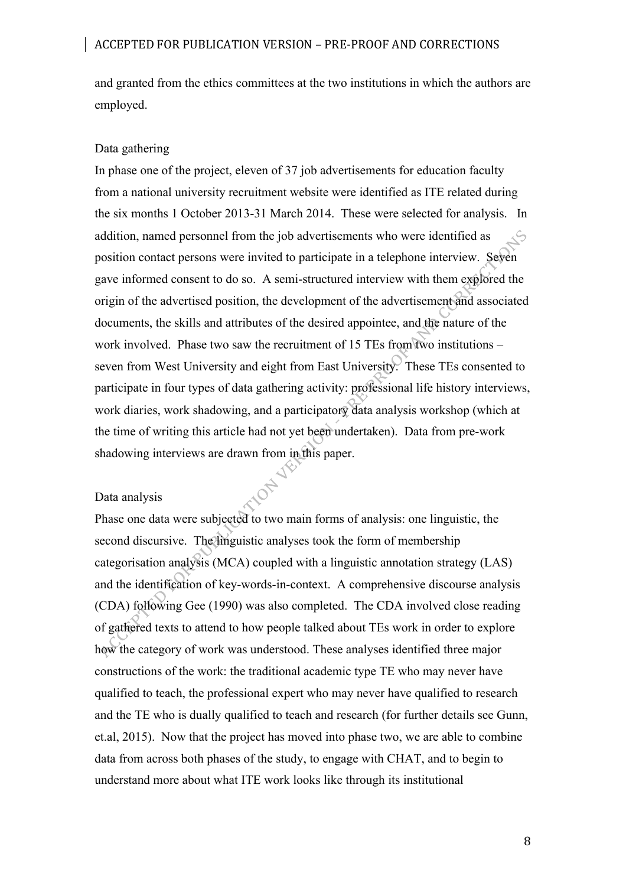and granted from the ethics committees at the two institutions in which the authors are employed.

### Data gathering

In phase one of the project, eleven of 37 job advertisements for education faculty from a national university recruitment website were identified as ITE related during the six months 1 October 2013-31 March 2014. These were selected for analysis. In addition, named personnel from the job advertisements who were identified as position contact persons were invited to participate in a telephone interview. Seven gave informed consent to do so. A semi-structured interview with them explored the origin of the advertised position, the development of the advertisement and associated documents, the skills and attributes of the desired appointee, and the nature of the work involved. Phase two saw the recruitment of 15 TEs from two institutions – seven from West University and eight from East University. These TEs consented to participate in four types of data gathering activity: professional life history interviews, work diaries, work shadowing, and a participatory data analysis workshop (which at the time of writing this article had not yet been undertaken). Data from pre-work shadowing interviews are drawn from in this paper.

### Data analysis

Phase one data were subjected to two main forms of analysis: one linguistic, the second discursive. The linguistic analyses took the form of membership categorisation analysis (MCA) coupled with a linguistic annotation strategy (LAS) and the identification of key-words-in-context. A comprehensive discourse analysis (CDA) following Gee (1990) was also completed. The CDA involved close reading of gathered texts to attend to how people talked about TEs work in order to explore how the category of work was understood. These analyses identified three major constructions of the work: the traditional academic type TE who may never have qualified to teach, the professional expert who may never have qualified to research and the TE who is dually qualified to teach and research (for further details see Gunn, et.al, 2015). Now that the project has moved into phase two, we are able to combine data from across both phases of the study, to engage with CHAT, and to begin to understand more about what ITE work looks like through its institutional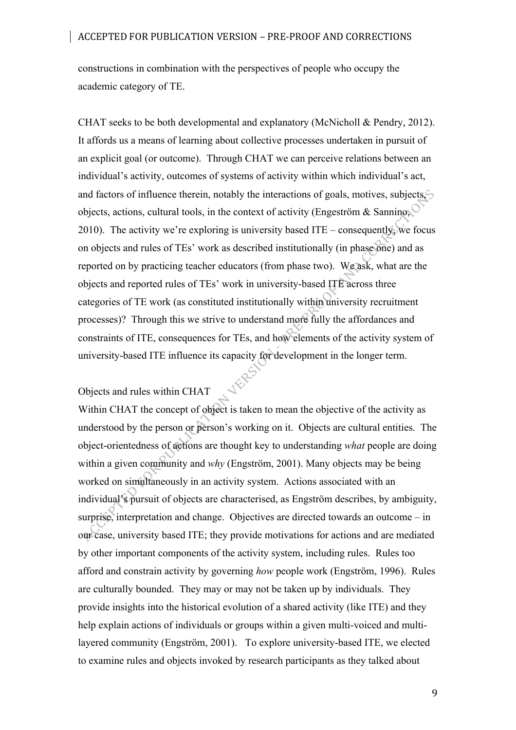constructions in combination with the perspectives of people who occupy the academic category of TE.

CHAT seeks to be both developmental and explanatory (McNicholl & Pendry, 2012). It affords us a means of learning about collective processes undertaken in pursuit of an explicit goal (or outcome). Through CHAT we can perceive relations between an individual's activity, outcomes of systems of activity within which individual's act, and factors of influence therein, notably the interactions of goals, motives, subjects, objects, actions, cultural tools, in the context of activity (Engeström & Sannino, 2010). The activity we're exploring is university based ITE – consequently, we focus on objects and rules of TEs' work as described institutionally (in phase one) and as reported on by practicing teacher educators (from phase two). We ask, what are the objects and reported rules of TEs' work in university-based ITE across three categories of TE work (as constituted institutionally within university recruitment processes)? Through this we strive to understand more fully the affordances and constraints of ITE, consequences for TEs, and how elements of the activity system of university-based ITE influence its capacity for development in the longer term.

## Objects and rules within CHAT

Within CHAT the concept of object is taken to mean the objective of the activity as understood by the person or person's working on it. Objects are cultural entities. The object-orientedness of actions are thought key to understanding *what* people are doing within a given community and *why* (Engström, 2001). Many objects may be being worked on simultaneously in an activity system. Actions associated with an individual's pursuit of objects are characterised, as Engström describes, by ambiguity, surprise, interpretation and change. Objectives are directed towards an outcome – in our case, university based ITE; they provide motivations for actions and are mediated by other important components of the activity system, including rules. Rules too afford and constrain activity by governing *how* people work (Engström, 1996). Rules are culturally bounded. They may or may not be taken up by individuals. They provide insights into the historical evolution of a shared activity (like ITE) and they help explain actions of individuals or groups within a given multi-voiced and multi-layered community (Engström, 2001). To explore university-based ITE, we elected to examine rules and objects invoked by research participants as they talked about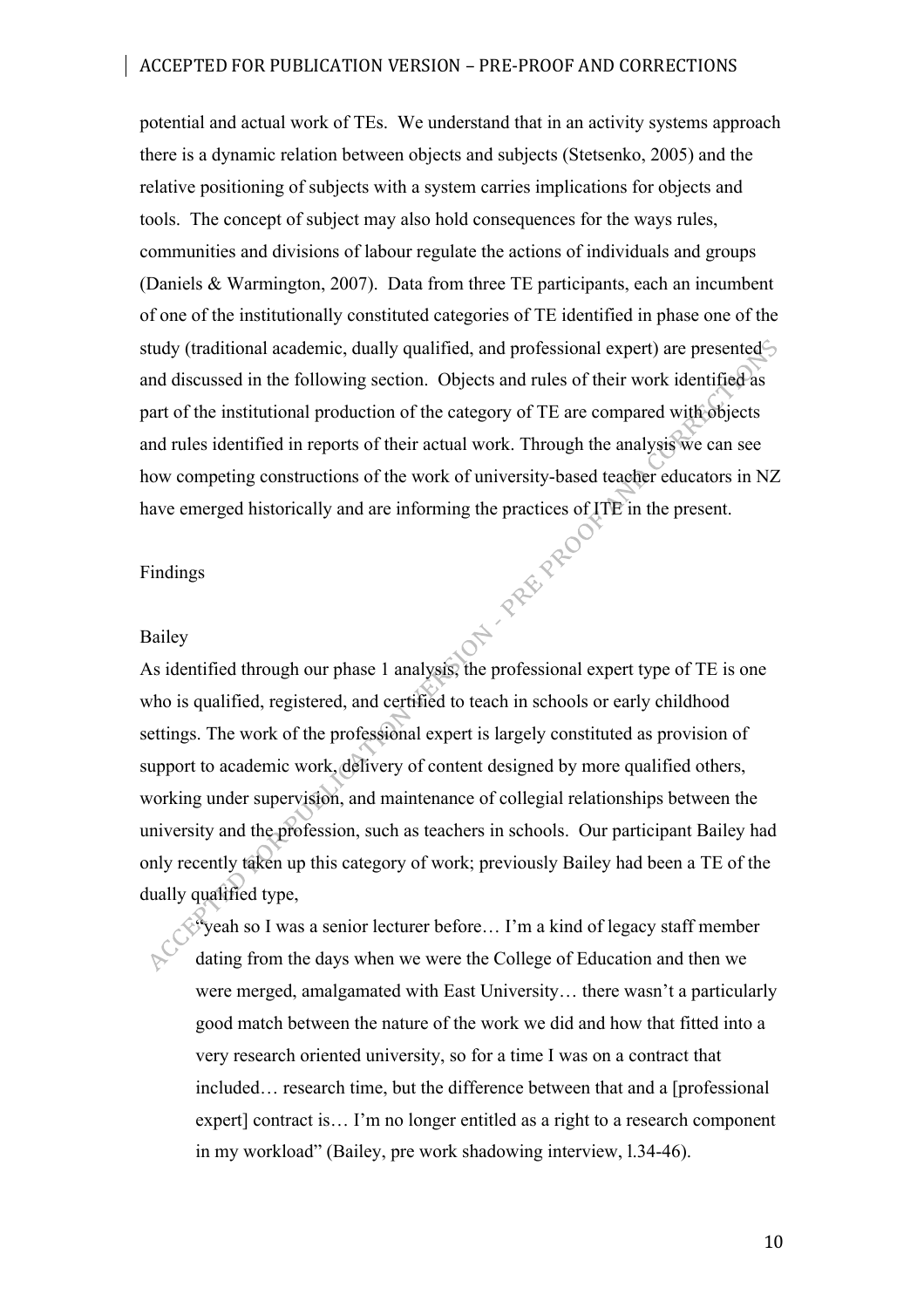potential and actual work of TEs. We understand that in an activity systems approach there is a dynamic relation between objects and subjects (Stetsenko, 2005) and the relative positioning of subjects with a system carries implications for objects and tools. The concept of subject may also hold consequences for the ways rules, communities and divisions of labour regulate the actions of individuals and groups (Daniels & Warmington, 2007). Data from three TE participants, each an incumbent of one of the institutionally constituted categories of TE identified in phase one of the study (traditional academic, dually qualified, and professional expert) are presented and discussed in the following section. Objects and rules of their work identified as part of the institutional production of the category of TE are compared with objects and rules identified in reports of their actual work. Through the analysis we can see how competing constructions of the work of university-based teacher educators in NZ have emerged historically and are informing the practices of ITE in the present.

## Findings

### Bailey

As identified through our phase 1 analysis, the professional expert type of TE is one who is qualified, registered, and certified to teach in schools or early childhood settings. The work of the professional expert is largely constituted as provision of support to academic work, delivery of content designed by more qualified others, working under supervision, and maintenance of collegial relationships between the university and the profession, such as teachers in schools. Our participant Bailey had only recently taken up this category of work; previously Bailey had been a TE of the dually qualified type,

> "yeah so I was a senior lecturer before… I'm a kind of legacy staff member dating from the days when we were the College of Education and then we were merged, amalgamated with East University… there wasn't a particularly good match between the nature of the work we did and how that fitted into a very research oriented university, so for a time I was on a contract that included… research time, but the difference between that and a [professional expert] contract is… I'm no longer entitled as a right to a research component in my workload" (Bailey, pre work shadowing interview, l.34-46).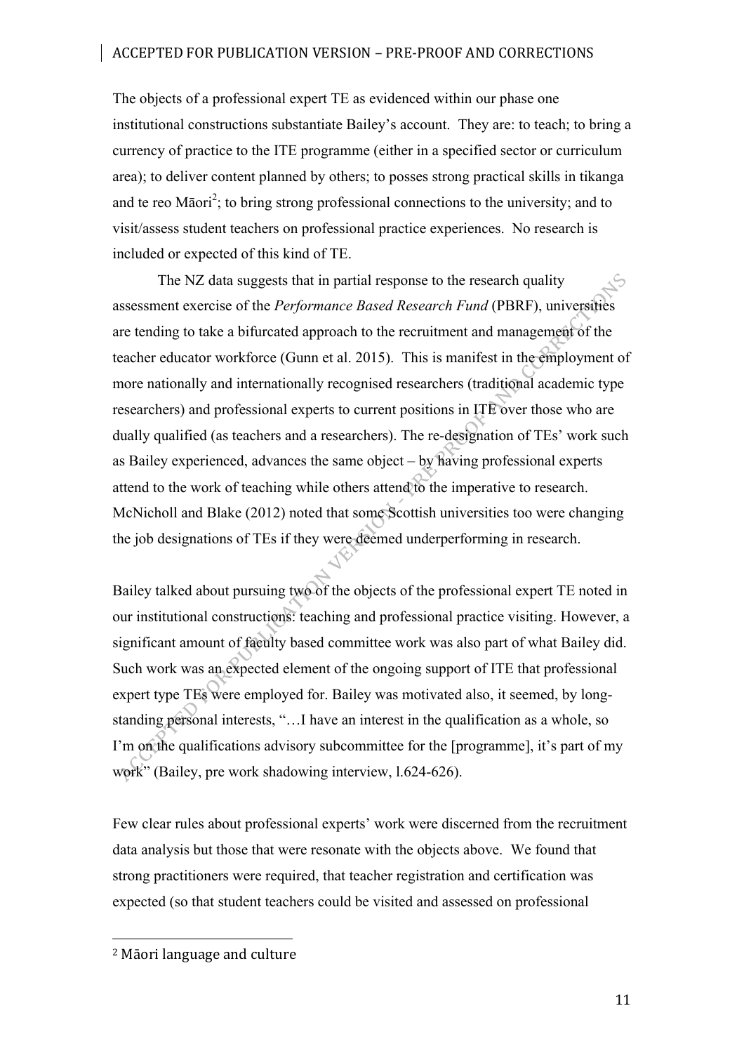The objects of a professional expert TE as evidenced within our phase one institutional constructions substantiate Bailey's account. They are: to teach; to bring a currency of practice to the ITE programme (either in a specified sector or curriculum area); to deliver content planned by others; to posses strong practical skills in tikanga and te reo Māori[2]; to bring strong professional connections to the university; and to visit/assess student teachers on professional practice experiences. No research is included or expected of this kind of TE.

The NZ data suggests that in partial response to the research quality assessment exercise of the *Performance Based Research Fund* (PBRF), universities are tending to take a bifurcated approach to the recruitment and management of the teacher educator workforce (Gunn et al. 2015). This is manifest in the employment of more nationally and internationally recognised researchers (traditional academic type researchers) and professional experts to current positions in ITE over those who are dually qualified (as teachers and a researchers). The re-designation of TEs' work such as Bailey experienced, advances the same object – by having professional experts attend to the work of teaching while others attend to the imperative to research. McNicholl and Blake (2012) noted that some Scottish universities too were changing the job designations of TEs if they were deemed underperforming in research.

Bailey talked about pursuing two of the objects of the professional expert TE noted in our institutional constructions: teaching and professional practice visiting. However, a significant amount of faculty based committee work was also part of what Bailey did. Such work was an expected element of the ongoing support of ITE that professional expert type TEs were employed for. Bailey was motivated also, it seemed, by long-standing personal interests, "…I have an interest in the qualification as a whole, so I'm on the qualifications advisory subcommittee for the [programme], it's part of my work" (Bailey, pre work shadowing interview, l.624-626).

Few clear rules about professional experts' work were discerned from the recruitment data analysis but those that were resonate with the objects above. We found that strong practitioners were required, that teacher registration and certification was expected (so that student teachers could be visited and assessed on professional

[2] Māori language and culture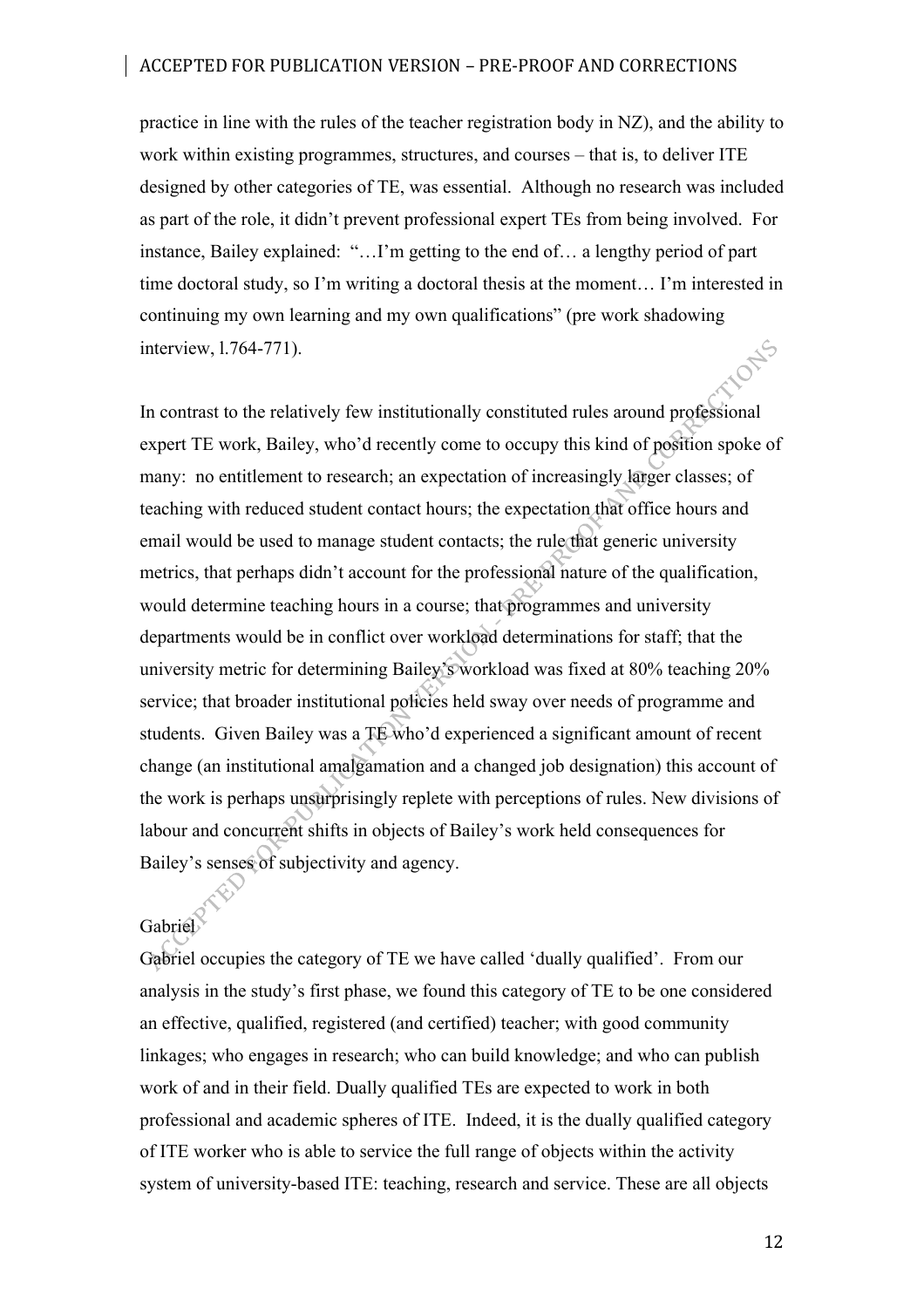practice in line with the rules of the teacher registration body in NZ), and the ability to work within existing programmes, structures, and courses – that is, to deliver ITE designed by other categories of TE, was essential. Although no research was included as part of the role, it didn't prevent professional expert TEs from being involved. For instance, Bailey explained: "…I'm getting to the end of… a lengthy period of part time doctoral study, so I'm writing a doctoral thesis at the moment… I'm interested in continuing my own learning and my own qualifications" (pre work shadowing interview, l.764-771).

In contrast to the relatively few institutionally constituted rules around professional expert TE work, Bailey, who'd recently come to occupy this kind of position spoke of many: no entitlement to research; an expectation of increasingly larger classes; of teaching with reduced student contact hours; the expectation that office hours and email would be used to manage student contacts; the rule that generic university metrics, that perhaps didn't account for the professional nature of the qualification, would determine teaching hours in a course; that programmes and university departments would be in conflict over workload determinations for staff; that the university metric for determining Bailey's workload was fixed at 80% teaching 20% service; that broader institutional policies held sway over needs of programme and students. Given Bailey was a TE who'd experienced a significant amount of recent change (an institutional amalgamation and a changed job designation) this account of the work is perhaps unsurprisingly replete with perceptions of rules. New divisions of labour and concurrent shifts in objects of Bailey's work held consequences for Bailey's senses of subjectivity and agency.

### Gabriel

Gabriel occupies the category of TE we have called 'dually qualified'. From our analysis in the study's first phase, we found this category of TE to be one considered an effective, qualified, registered (and certified) teacher; with good community linkages; who engages in research; who can build knowledge; and who can publish work of and in their field. Dually qualified TEs are expected to work in both professional and academic spheres of ITE. Indeed, it is the dually qualified category of ITE worker who is able to service the full range of objects within the activity system of university-based ITE: teaching, research and service. These are all objects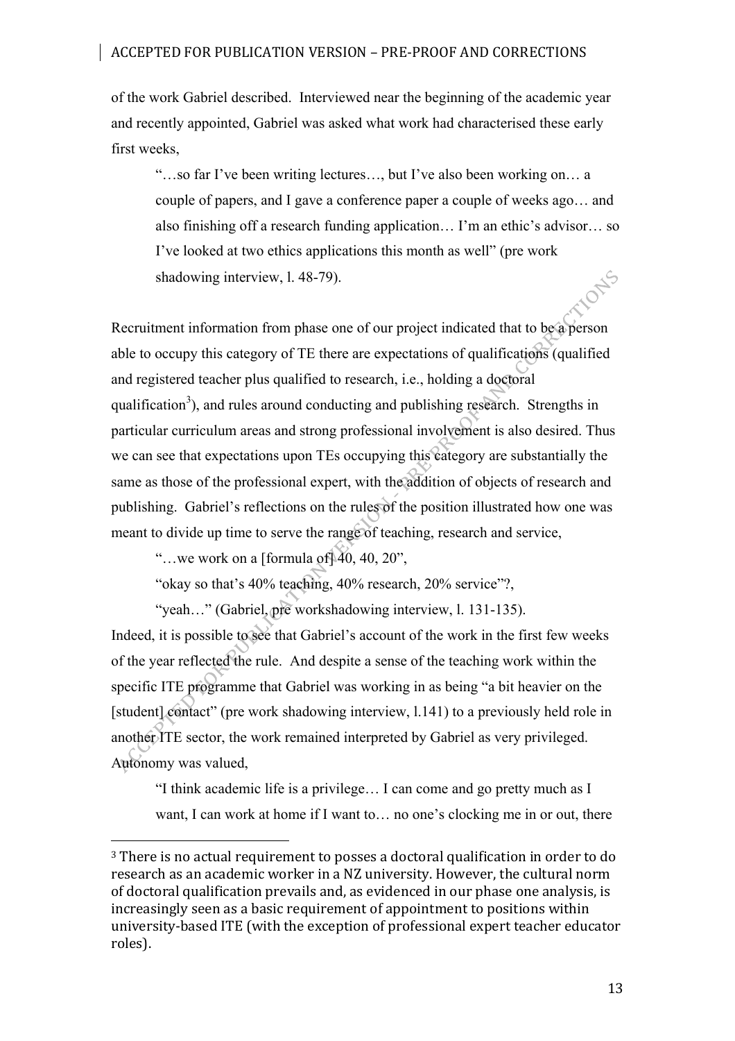of the work Gabriel described. Interviewed near the beginning of the academic year and recently appointed, Gabriel was asked what work had characterised these early first weeks,

> "…so far I've been writing lectures…, but I've also been working on… a couple of papers, and I gave a conference paper a couple of weeks ago… and also finishing off a research funding application… I'm an ethic's advisor… so I've looked at two ethics applications this month as well" (pre work shadowing interview, l. 48-79).

Recruitment information from phase one of our project indicated that to be a person able to occupy this category of TE there are expectations of qualifications (qualified and registered teacher plus qualified to research, i.e., holding a doctoral qualification[3]), and rules around conducting and publishing research. Strengths in particular curriculum areas and strong professional involvement is also desired. Thus we can see that expectations upon TEs occupying this category are substantially the same as those of the professional expert, with the addition of objects of research and publishing. Gabriel's reflections on the rules of the position illustrated how one was meant to divide up time to serve the range of teaching, research and service,

> "…we work on a [formula of] 40, 40, 20",
>
> "okay so that's 40% teaching, 40% research, 20% service"?,
>
> "yeah…" (Gabriel, pre workshadowing interview, l. 131-135).

Indeed, it is possible to see that Gabriel's account of the work in the first few weeks of the year reflected the rule. And despite a sense of the teaching work within the specific ITE programme that Gabriel was working in as being "a bit heavier on the [student] contact" (pre work shadowing interview, l.141) to a previously held role in another ITE sector, the work remained interpreted by Gabriel as very privileged. Autonomy was valued,

> "I think academic life is a privilege… I can come and go pretty much as I want, I can work at home if I want to… no one's clocking me in or out, there

[3] There is no actual requirement to posses a doctoral qualification in order to do research as an academic worker in a NZ university. However, the cultural norm of doctoral qualification prevails and, as evidenced in our phase one analysis, is increasingly seen as a basic requirement of appointment to positions within university-based ITE (with the exception of professional expert teacher educator roles).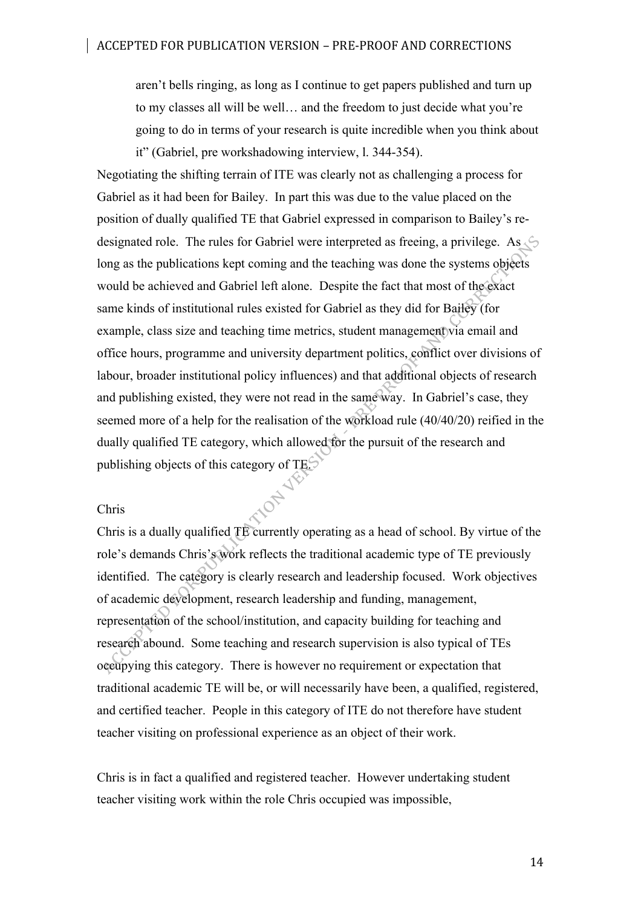> aren't bells ringing, as long as I continue to get papers published and turn up to my classes all will be well… and the freedom to just decide what you're going to do in terms of your research is quite incredible when you think about it" (Gabriel, pre workshadowing interview, l. 344-354).

Negotiating the shifting terrain of ITE was clearly not as challenging a process for Gabriel as it had been for Bailey. In part this was due to the value placed on the position of dually qualified TE that Gabriel expressed in comparison to Bailey's re-designated role. The rules for Gabriel were interpreted as freeing, a privilege. As long as the publications kept coming and the teaching was done the systems objects would be achieved and Gabriel left alone. Despite the fact that most of the exact same kinds of institutional rules existed for Gabriel as they did for Bailey (for example, class size and teaching time metrics, student management via email and office hours, programme and university department politics, conflict over divisions of labour, broader institutional policy influences) and that additional objects of research and publishing existed, they were not read in the same way. In Gabriel's case, they seemed more of a help for the realisation of the workload rule (40/40/20) reified in the dually qualified TE category, which allowed for the pursuit of the research and publishing objects of this category of TE.

Chris

Chris is a dually qualified TE currently operating as a head of school. By virtue of the role's demands Chris's work reflects the traditional academic type of TE previously identified. The category is clearly research and leadership focused. Work objectives of academic development, research leadership and funding, management, representation of the school/institution, and capacity building for teaching and research abound. Some teaching and research supervision is also typical of TEs occupying this category. There is however no requirement or expectation that traditional academic TE will be, or will necessarily have been, a qualified, registered, and certified teacher. People in this category of ITE do not therefore have student teacher visiting on professional experience as an object of their work.

Chris is in fact a qualified and registered teacher. However undertaking student teacher visiting work within the role Chris occupied was impossible,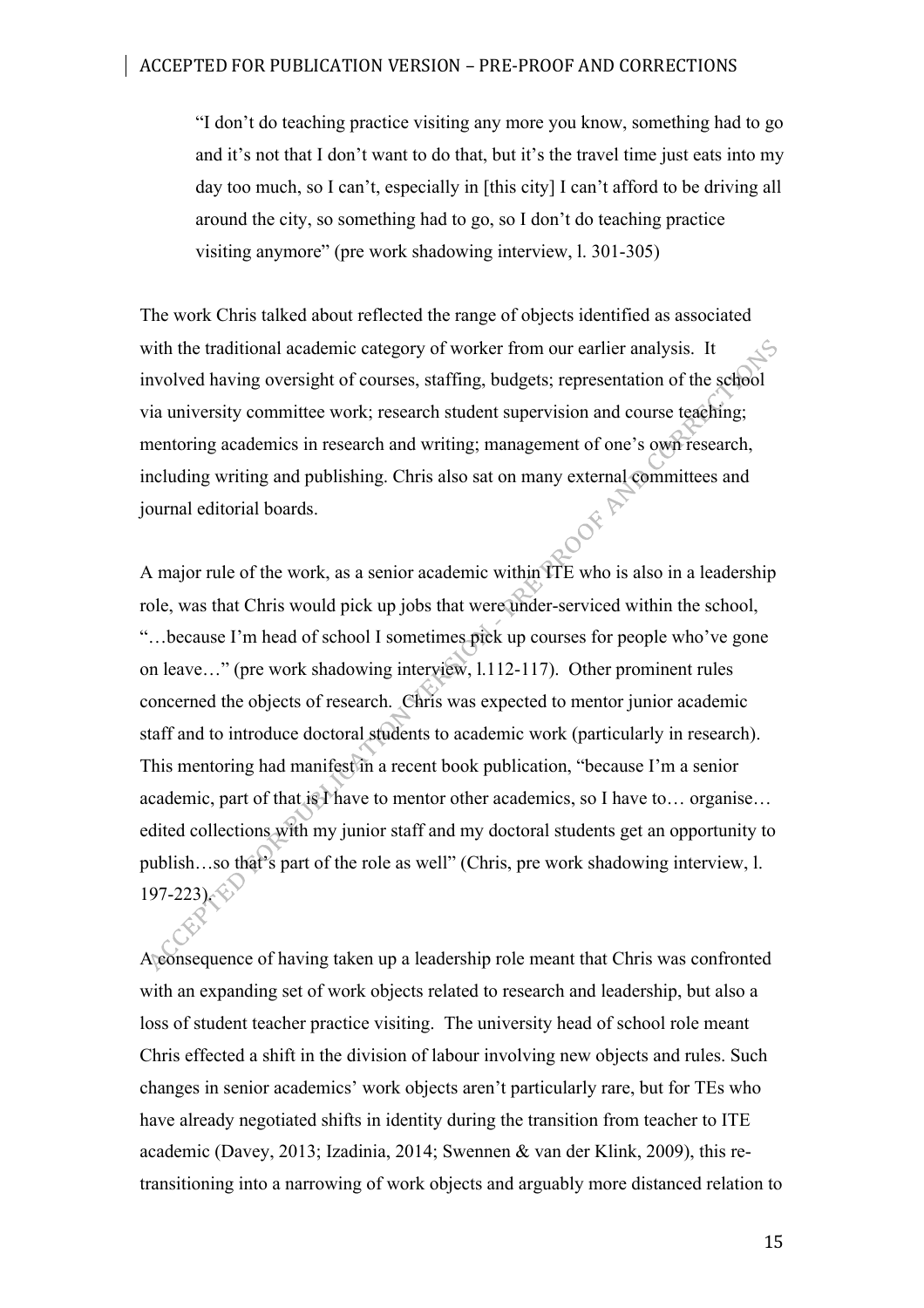> "I don't do teaching practice visiting any more you know, something had to go and it's not that I don't want to do that, but it's the travel time just eats into my day too much, so I can't, especially in [this city] I can't afford to be driving all around the city, so something had to go, so I don't do teaching practice visiting anymore" (pre work shadowing interview, l. 301-305)

The work Chris talked about reflected the range of objects identified as associated with the traditional academic category of worker from our earlier analysis. It involved having oversight of courses, staffing, budgets; representation of the school via university committee work; research student supervision and course teaching; mentoring academics in research and writing; management of one's own research, including writing and publishing. Chris also sat on many external committees and journal editorial boards.

A major rule of the work, as a senior academic within ITE who is also in a leadership role, was that Chris would pick up jobs that were under-serviced within the school, "…because I'm head of school I sometimes pick up courses for people who've gone on leave…" (pre work shadowing interview, l.112-117). Other prominent rules concerned the objects of research. Chris was expected to mentor junior academic staff and to introduce doctoral students to academic work (particularly in research). This mentoring had manifest in a recent book publication, "because I'm a senior academic, part of that is I have to mentor other academics, so I have to… organise… edited collections with my junior staff and my doctoral students get an opportunity to publish…so that's part of the role as well" (Chris, pre work shadowing interview, l. 197-223).

A consequence of having taken up a leadership role meant that Chris was confronted with an expanding set of work objects related to research and leadership, but also a loss of student teacher practice visiting. The university head of school role meant Chris effected a shift in the division of labour involving new objects and rules. Such changes in senior academics' work objects aren't particularly rare, but for TEs who have already negotiated shifts in identity during the transition from teacher to ITE academic (Davey, 2013; Izadinia, 2014; Swennen & van der Klink, 2009), this re-transitioning into a narrowing of work objects and arguably more distanced relation to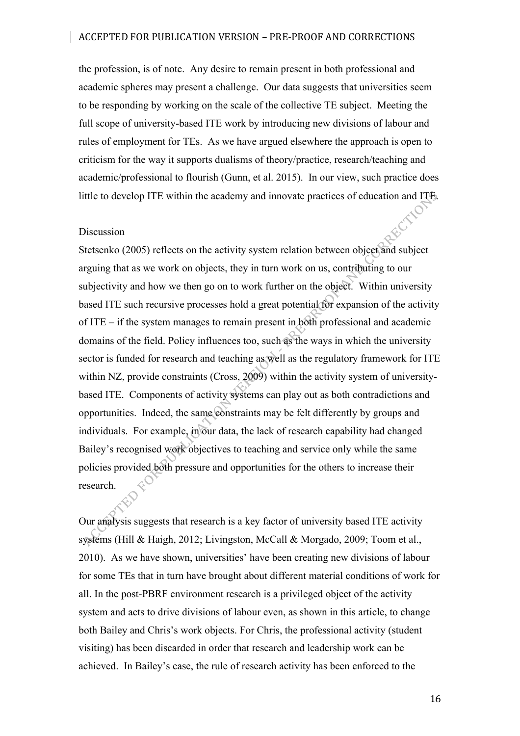the profession, is of note. Any desire to remain present in both professional and academic spheres may present a challenge. Our data suggests that universities seem to be responding by working on the scale of the collective TE subject. Meeting the full scope of university-based ITE work by introducing new divisions of labour and rules of employment for TEs. As we have argued elsewhere the approach is open to criticism for the way it supports dualisms of theory/practice, research/teaching and academic/professional to flourish (Gunn, et al. 2015). In our view, such practice does little to develop ITE within the academy and innovate practices of education and ITE.

## Discussion

Stetsenko (2005) reflects on the activity system relation between object and subject arguing that as we work on objects, they in turn work on us, contributing to our subjectivity and how we then go on to work further on the object. Within university based ITE such recursive processes hold a great potential for expansion of the activity of ITE – if the system manages to remain present in both professional and academic domains of the field. Policy influences too, such as the ways in which the university sector is funded for research and teaching as well as the regulatory framework for ITE within NZ, provide constraints (Cross, 2009) within the activity system of university-based ITE. Components of activity systems can play out as both contradictions and opportunities. Indeed, the same constraints may be felt differently by groups and individuals. For example, in our data, the lack of research capability had changed Bailey's recognised work objectives to teaching and service only while the same policies provided both pressure and opportunities for the others to increase their research.

Our analysis suggests that research is a key factor of university based ITE activity systems (Hill & Haigh, 2012; Livingston, McCall & Morgado, 2009; Toom et al., 2010). As we have shown, universities' have been creating new divisions of labour for some TEs that in turn have brought about different material conditions of work for all. In the post-PBRF environment research is a privileged object of the activity system and acts to drive divisions of labour even, as shown in this article, to change both Bailey and Chris's work objects. For Chris, the professional activity (student visiting) has been discarded in order that research and leadership work can be achieved. In Bailey's case, the rule of research activity has been enforced to the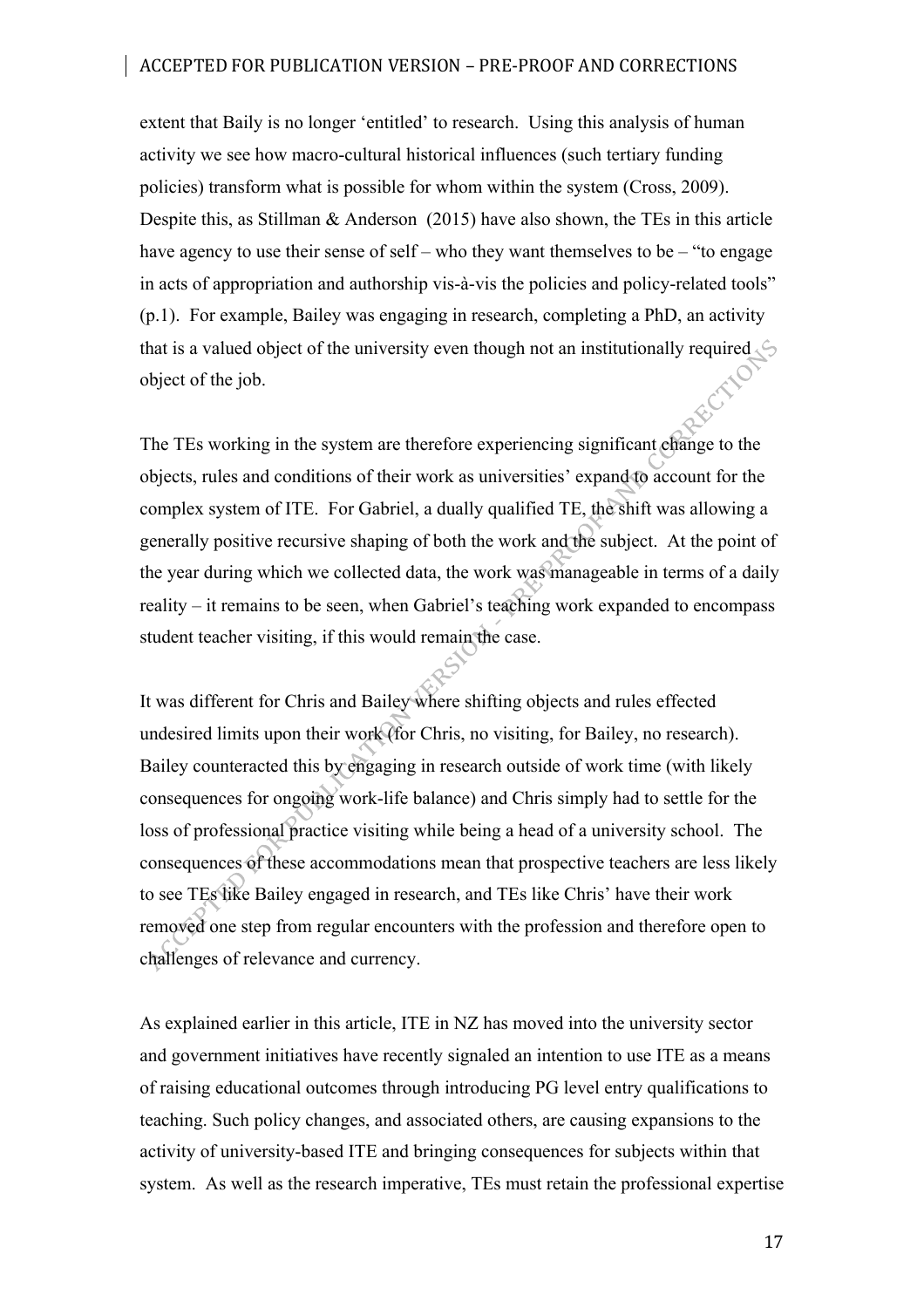extent that Baily is no longer 'entitled' to research. Using this analysis of human activity we see how macro-cultural historical influences (such tertiary funding policies) transform what is possible for whom within the system (Cross, 2009). Despite this, as Stillman & Anderson (2015) have also shown, the TEs in this article have agency to use their sense of self – who they want themselves to be – "to engage in acts of appropriation and authorship vis-à-vis the policies and policy-related tools" (p.1). For example, Bailey was engaging in research, completing a PhD, an activity that is a valued object of the university even though not an institutionally required object of the job.

The TEs working in the system are therefore experiencing significant change to the objects, rules and conditions of their work as universities' expand to account for the complex system of ITE. For Gabriel, a dually qualified TE, the shift was allowing a generally positive recursive shaping of both the work and the subject. At the point of the year during which we collected data, the work was manageable in terms of a daily reality – it remains to be seen, when Gabriel's teaching work expanded to encompass student teacher visiting, if this would remain the case.

It was different for Chris and Bailey where shifting objects and rules effected undesired limits upon their work (for Chris, no visiting, for Bailey, no research). Bailey counteracted this by engaging in research outside of work time (with likely consequences for ongoing work-life balance) and Chris simply had to settle for the loss of professional practice visiting while being a head of a university school. The consequences of these accommodations mean that prospective teachers are less likely to see TEs like Bailey engaged in research, and TEs like Chris' have their work removed one step from regular encounters with the profession and therefore open to challenges of relevance and currency.

As explained earlier in this article, ITE in NZ has moved into the university sector and government initiatives have recently signaled an intention to use ITE as a means of raising educational outcomes through introducing PG level entry qualifications to teaching. Such policy changes, and associated others, are causing expansions to the activity of university-based ITE and bringing consequences for subjects within that system. As well as the research imperative, TEs must retain the professional expertise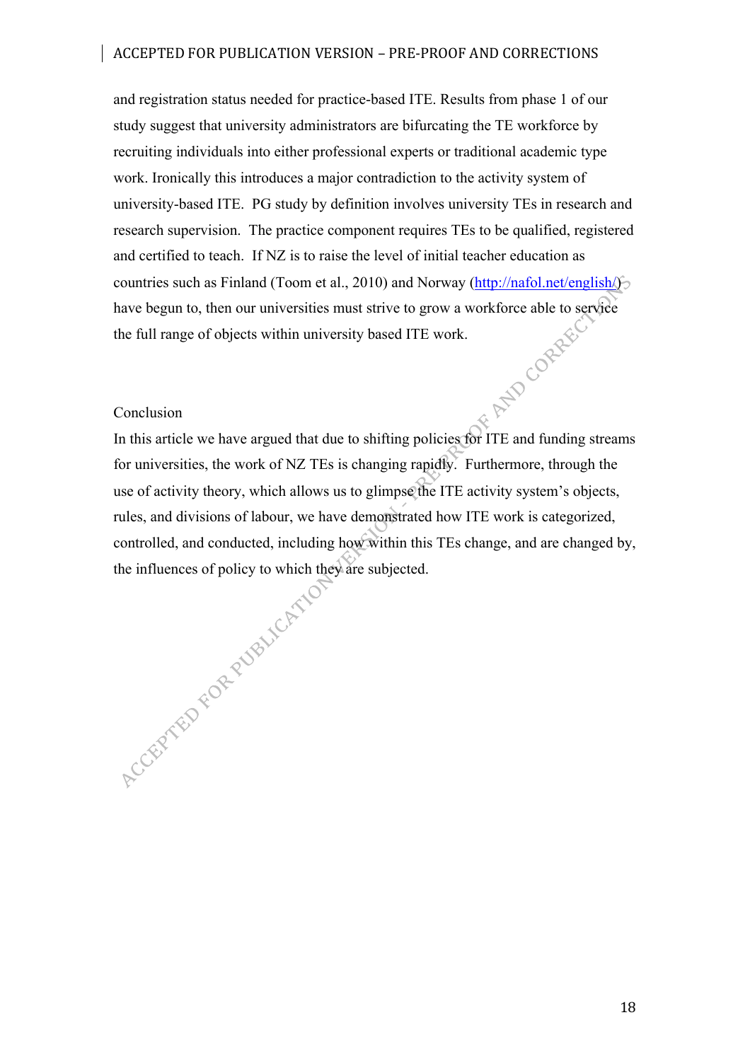and registration status needed for practice-based ITE. Results from phase 1 of our study suggest that university administrators are bifurcating the TE workforce by recruiting individuals into either professional experts or traditional academic type work. Ironically this introduces a major contradiction to the activity system of university-based ITE. PG study by definition involves university TEs in research and research supervision. The practice component requires TEs to be qualified, registered and certified to teach. If NZ is to raise the level of initial teacher education as countries such as Finland (Toom et al., 2010) and Norway (http://nafol.net/english/) have begun to, then our universities must strive to grow a workforce able to service the full range of objects within university based ITE work.

## Conclusion

In this article we have argued that due to shifting policies for ITE and funding streams for universities, the work of NZ TEs is changing rapidly. Furthermore, through the use of activity theory, which allows us to glimpse the ITE activity system's objects, rules, and divisions of labour, we have demonstrated how ITE work is categorized, controlled, and conducted, including how within this TEs change, and are changed by, the influences of policy to which they are subjected.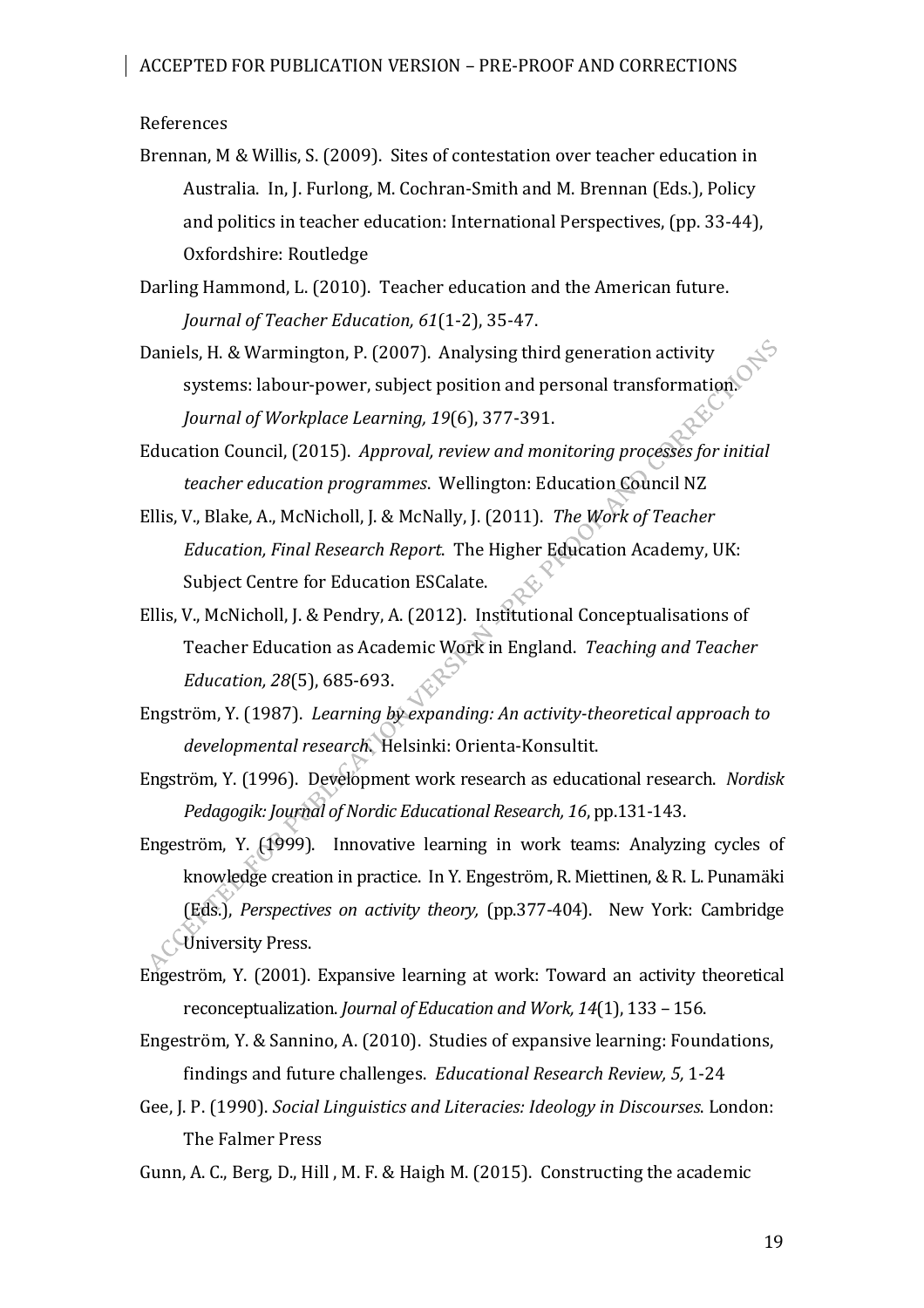References

Brennan, M & Willis, S. (2009). Sites of contestation over teacher education in Australia. In, J. Furlong, M. Cochran-Smith and M. Brennan (Eds.), Policy and politics in teacher education: International Perspectives, (pp. 33-44), Oxfordshire: Routledge

Darling Hammond, L. (2010). Teacher education and the American future. *Journal of Teacher Education, 61*(1-2), 35-47.

Daniels, H. & Warmington, P. (2007). Analysing third generation activity systems: labour-power, subject position and personal transformation. *Journal of Workplace Learning, 19*(6), 377-391.

Education Council, (2015). *Approval, review and monitoring processes for initial teacher education programmes*. Wellington: Education Council NZ

Ellis, V., Blake, A., McNicholl, J. & McNally, J. (2011). *The Work of Teacher Education, Final Research Report*. The Higher Education Academy, UK: Subject Centre for Education ESCalate.

Ellis, V., McNicholl, J. & Pendry, A. (2012). Institutional Conceptualisations of Teacher Education as Academic Work in England. *Teaching and Teacher Education, 28*(5), 685-693.

Engström, Y. (1987). *Learning by expanding: An activity-theoretical approach to developmental research*. Helsinki: Orienta-Konsultit.

Engström, Y. (1996). Development work research as educational research. *Nordisk Pedagogik: Journal of Nordic Educational Research, 16*, pp.131-143.

Engeström, Y. (1999). Innovative learning in work teams: Analyzing cycles of knowledge creation in practice. In Y. Engeström, R. Miettinen, & R. L. Punamäki (Eds.), *Perspectives on activity theory,* (pp.377-404). New York: Cambridge University Press.

Engeström, Y. (2001). Expansive learning at work: Toward an activity theoretical reconceptualization. *Journal of Education and Work, 14*(1), 133 – 156.

Engeström, Y. & Sannino, A. (2010). Studies of expansive learning: Foundations, findings and future challenges. *Educational Research Review, 5,* 1-24

Gee, J. P. (1990). *Social Linguistics and Literacies: Ideology in Discourses*. London: The Falmer Press

Gunn, A. C., Berg, D., Hill , M. F. & Haigh M. (2015). Constructing the academic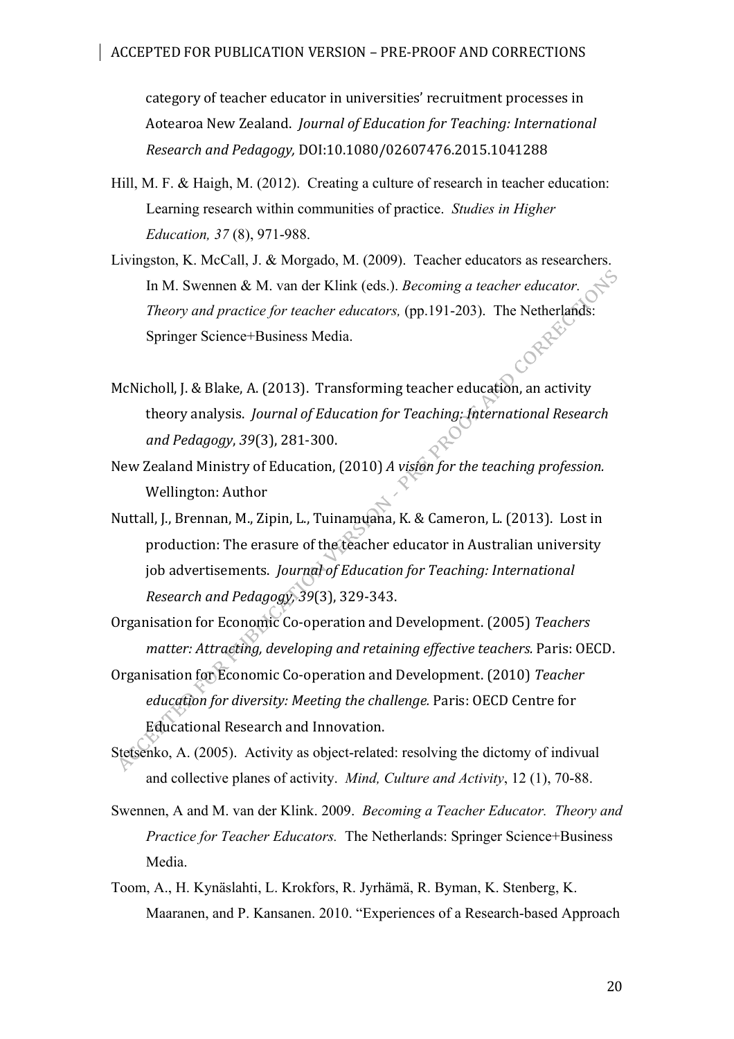category of teacher educator in universities' recruitment processes in Aotearoa New Zealand. *Journal of Education for Teaching: International Research and Pedagogy,* DOI:10.1080/02607476.2015.1041288

Hill, M. F. & Haigh, M. (2012). Creating a culture of research in teacher education: Learning research within communities of practice. *Studies in Higher Education, 37* (8), 971-988.

Livingston, K. McCall, J. & Morgado, M. (2009). Teacher educators as researchers. In M. Swennen & M. van der Klink (eds.). *Becoming a teacher educator. Theory and practice for teacher educators,* (pp.191-203). The Netherlands: Springer Science+Business Media.

McNicholl, J. & Blake, A. (2013). Transforming teacher education, an activity theory analysis. *Journal of Education for Teaching: International Research and Pedagogy*, *39*(3), 281-300.

New Zealand Ministry of Education, (2010) *A vision for the teaching profession.* Wellington: Author

Nuttall, J., Brennan, M., Zipin, L., Tuinamuana, K. & Cameron, L. (2013). Lost in production: The erasure of the teacher educator in Australian university job advertisements. *Journal of Education for Teaching: International Research and Pedagogy, 39*(3), 329-343.

Organisation for Economic Co-operation and Development. (2005) *Teachers matter: Attracting, developing and retaining effective teachers.* Paris: OECD.

Organisation for Economic Co-operation and Development. (2010) *Teacher education for diversity: Meeting the challenge.* Paris: OECD Centre for Educational Research and Innovation.

Stetsenko, A. (2005). Activity as object-related: resolving the dictomy of indivual and collective planes of activity. *Mind, Culture and Activity*, 12 (1), 70-88.

Swennen, A and M. van der Klink. 2009. *Becoming a Teacher Educator. Theory and Practice for Teacher Educators.* The Netherlands: Springer Science+Business Media.

Toom, A., H. Kynäslahti, L. Krokfors, R. Jyrhämä, R. Byman, K. Stenberg, K. Maaranen, and P. Kansanen. 2010. "Experiences of a Research-based Approach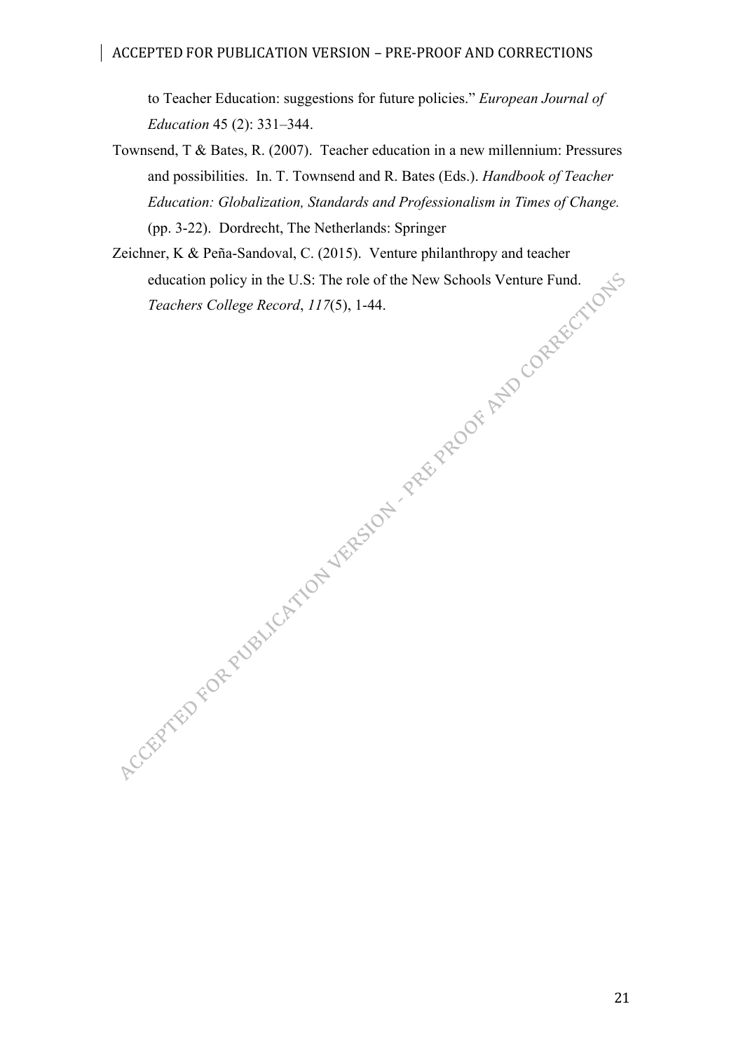to Teacher Education: suggestions for future policies." *European Journal of Education* 45 (2): 331–344.

Townsend, T & Bates, R. (2007). Teacher education in a new millennium: Pressures and possibilities. In. T. Townsend and R. Bates (Eds.). *Handbook of Teacher Education: Globalization, Standards and Professionalism in Times of Change.* (pp. 3-22). Dordrecht, The Netherlands: Springer

Zeichner, K & Peña-Sandoval, C. (2015). Venture philanthropy and teacher education policy in the U.S: The role of the New Schools Venture Fund. *Teachers College Record*, *117*(5), 1-44.